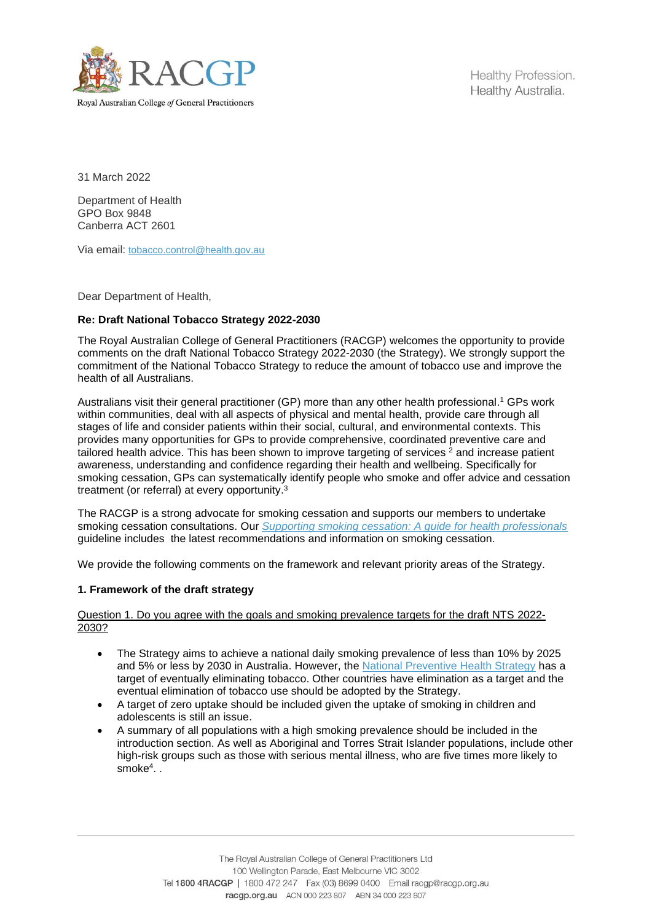31 March 2022

Department of Health
GPO Box 9848
Canberra ACT 2601

Via email: tobacco.control@health.gov.au

Dear Department of Health,

**Re: Draft National Tobacco Strategy 2022-2030**

The Royal Australian College of General Practitioners (RACGP) welcomes the opportunity to provide comments on the draft National Tobacco Strategy 2022-2030 (the Strategy). We strongly support the commitment of the National Tobacco Strategy to reduce the amount of tobacco use and improve the health of all Australians.

Australians visit their general practitioner (GP) more than any other health professional.[1] GPs work within communities, deal with all aspects of physical and mental health, provide care through all stages of life and consider patients within their social, cultural, and environmental contexts. This provides many opportunities for GPs to provide comprehensive, coordinated preventive care and tailored health advice. This has been shown to improve targeting of services [2] and increase patient awareness, understanding and confidence regarding their health and wellbeing. Specifically for smoking cessation, GPs can systematically identify people who smoke and offer advice and cessation treatment (or referral) at every opportunity.[3]

The RACGP is a strong advocate for smoking cessation and supports our members to undertake smoking cessation consultations. Our *Supporting smoking cessation: A guide for health professionals* guideline includes the latest recommendations and information on smoking cessation.

We provide the following comments on the framework and relevant priority areas of the Strategy.

**1. Framework of the draft strategy**

Question 1. Do you agree with the goals and smoking prevalence targets for the draft NTS 2022-2030?

- The Strategy aims to achieve a national daily smoking prevalence of less than 10% by 2025 and 5% or less by 2030 in Australia. However, the National Preventive Health Strategy has a target of eventually eliminating tobacco. Other countries have elimination as a target and the eventual elimination of tobacco use should be adopted by the Strategy.
- A target of zero uptake should be included given the uptake of smoking in children and adolescents is still an issue.
- A summary of all populations with a high smoking prevalence should be included in the introduction section. As well as Aboriginal and Torres Strait Islander populations, include other high-risk groups such as those with serious mental illness, who are five times more likely to smoke[4]. .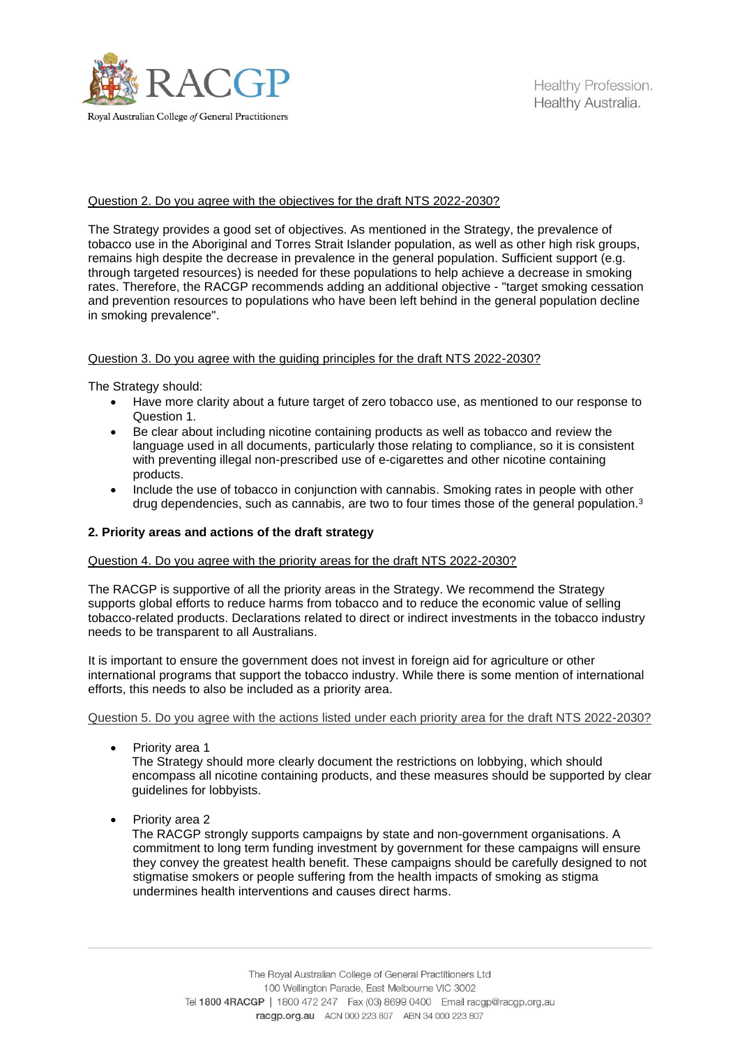Question 2. Do you agree with the objectives for the draft NTS 2022-2030?

The Strategy provides a good set of objectives. As mentioned in the Strategy, the prevalence of tobacco use in the Aboriginal and Torres Strait Islander population, as well as other high risk groups, remains high despite the decrease in prevalence in the general population. Sufficient support (e.g. through targeted resources) is needed for these populations to help achieve a decrease in smoking rates. Therefore, the RACGP recommends adding an additional objective - "target smoking cessation and prevention resources to populations who have been left behind in the general population decline in smoking prevalence".

Question 3. Do you agree with the guiding principles for the draft NTS 2022-2030?

The Strategy should:

- Have more clarity about a future target of zero tobacco use, as mentioned to our response to Question 1.
- Be clear about including nicotine containing products as well as tobacco and review the language used in all documents, particularly those relating to compliance, so it is consistent with preventing illegal non-prescribed use of e-cigarettes and other nicotine containing products.
- Include the use of tobacco in conjunction with cannabis. Smoking rates in people with other drug dependencies, such as cannabis, are two to four times those of the general population.[3]

**2. Priority areas and actions of the draft strategy**

Question 4. Do you agree with the priority areas for the draft NTS 2022-2030?

The RACGP is supportive of all the priority areas in the Strategy. We recommend the Strategy supports global efforts to reduce harms from tobacco and to reduce the economic value of selling tobacco-related products. Declarations related to direct or indirect investments in the tobacco industry needs to be transparent to all Australians.

It is important to ensure the government does not invest in foreign aid for agriculture or other international programs that support the tobacco industry. While there is some mention of international efforts, this needs to also be included as a priority area.

Question 5. Do you agree with the actions listed under each priority area for the draft NTS 2022-2030?

- Priority area 1
  The Strategy should more clearly document the restrictions on lobbying, which should encompass all nicotine containing products, and these measures should be supported by clear guidelines for lobbyists.

- Priority area 2
  The RACGP strongly supports campaigns by state and non-government organisations. A commitment to long term funding investment by government for these campaigns will ensure they convey the greatest health benefit. These campaigns should be carefully designed to not stigmatise smokers or people suffering from the health impacts of smoking as stigma undermines health interventions and causes direct harms.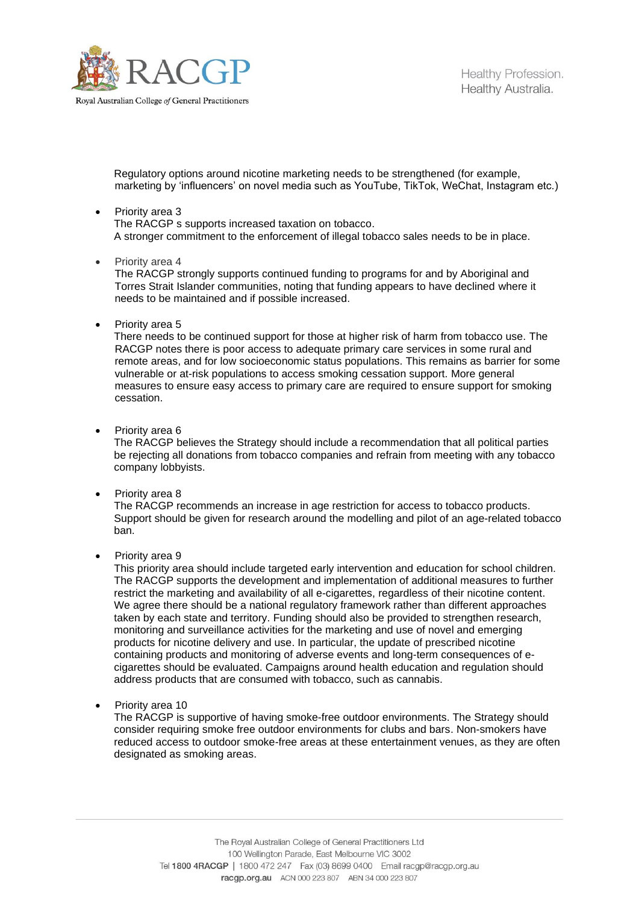Regulatory options around nicotine marketing needs to be strengthened (for example, marketing by 'influencers' on novel media such as YouTube, TikTok, WeChat, Instagram etc.)

- Priority area 3
  The RACGP s supports increased taxation on tobacco.
  A stronger commitment to the enforcement of illegal tobacco sales needs to be in place.

- Priority area 4
  The RACGP strongly supports continued funding to programs for and by Aboriginal and Torres Strait Islander communities, noting that funding appears to have declined where it needs to be maintained and if possible increased.

- Priority area 5
  There needs to be continued support for those at higher risk of harm from tobacco use. The RACGP notes there is poor access to adequate primary care services in some rural and remote areas, and for low socioeconomic status populations. This remains as barrier for some vulnerable or at-risk populations to access smoking cessation support. More general measures to ensure easy access to primary care are required to ensure support for smoking cessation.

- Priority area 6
  The RACGP believes the Strategy should include a recommendation that all political parties be rejecting all donations from tobacco companies and refrain from meeting with any tobacco company lobbyists.

- Priority area 8
  The RACGP recommends an increase in age restriction for access to tobacco products. Support should be given for research around the modelling and pilot of an age-related tobacco ban.

- Priority area 9
  This priority area should include targeted early intervention and education for school children. The RACGP supports the development and implementation of additional measures to further restrict the marketing and availability of all e-cigarettes, regardless of their nicotine content. We agree there should be a national regulatory framework rather than different approaches taken by each state and territory. Funding should also be provided to strengthen research, monitoring and surveillance activities for the marketing and use of novel and emerging products for nicotine delivery and use. In particular, the update of prescribed nicotine containing products and monitoring of adverse events and long-term consequences of e-cigarettes should be evaluated. Campaigns around health education and regulation should address products that are consumed with tobacco, such as cannabis.

- Priority area 10
  The RACGP is supportive of having smoke-free outdoor environments. The Strategy should consider requiring smoke free outdoor environments for clubs and bars. Non-smokers have reduced access to outdoor smoke-free areas at these entertainment venues, as they are often designated as smoking areas.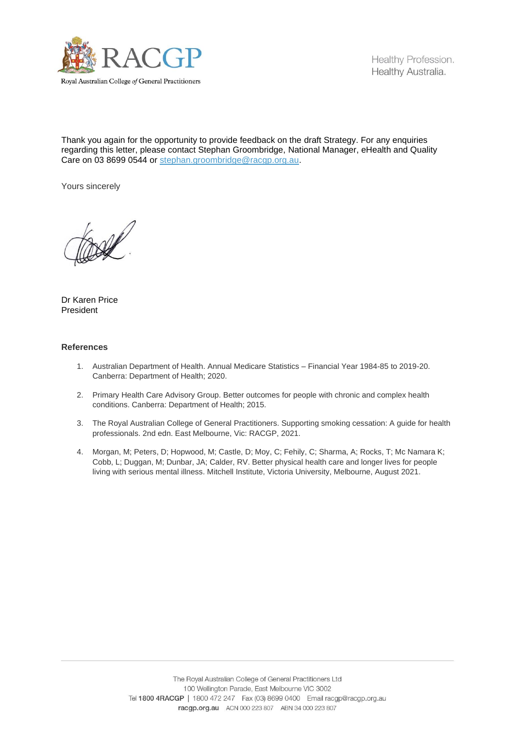Thank you again for the opportunity to provide feedback on the draft Strategy. For any enquiries regarding this letter, please contact Stephan Groombridge, National Manager, eHealth and Quality Care on 03 8699 0544 or stephan.groombridge@racgp.org.au.

Yours sincerely

Dr Karen Price
President

**References**

1. Australian Department of Health. Annual Medicare Statistics – Financial Year 1984-85 to 2019-20. Canberra: Department of Health; 2020.
2. Primary Health Care Advisory Group. Better outcomes for people with chronic and complex health conditions. Canberra: Department of Health; 2015.
3. The Royal Australian College of General Practitioners. Supporting smoking cessation: A guide for health professionals. 2nd edn. East Melbourne, Vic: RACGP, 2021.
4. Morgan, M; Peters, D; Hopwood, M; Castle, D; Moy, C; Fehily, C; Sharma, A; Rocks, T; Mc Namara K; Cobb, L; Duggan, M; Dunbar, JA; Calder, RV. Better physical health care and longer lives for people living with serious mental illness. Mitchell Institute, Victoria University, Melbourne, August 2021.